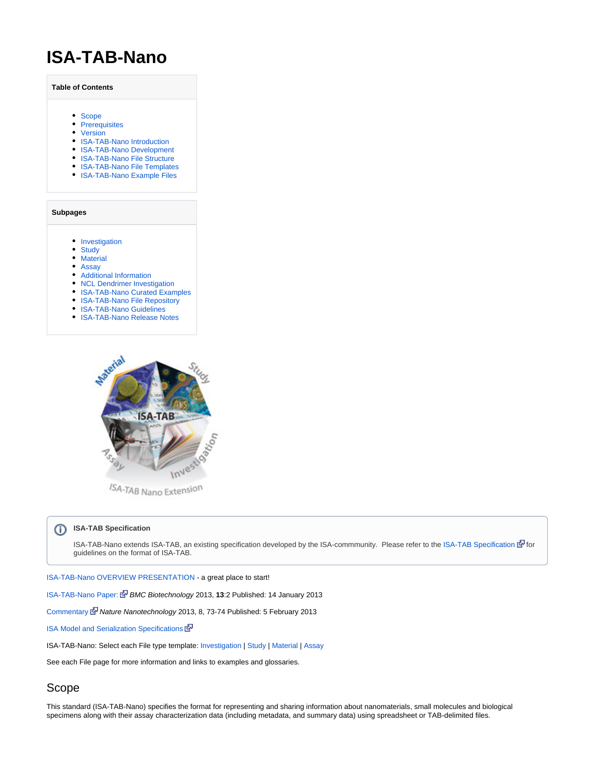# ISA-TAB-Nano

**Table of Contents**

- Scope
- Prerequisites
- Version
- ISA-TAB-Nano Introduction
- ISA-TAB-Nano Development
- ISA-TAB-Nano File Structure
- ISA-TAB-Nano File Templates
- ISA-TAB-Nano Example Files

**Subpages**

- Investigation
- Study
- Material
- Assay
- Additional Information
- NCL Dendrimer Investigation
- ISA-TAB-Nano Curated Examples
- ISA-TAB-Nano File Repository
- ISA-TAB-Nano Guidelines
- ISA-TAB-Nano Release Notes

> **ISA-TAB Specification**
>
> ISA-TAB-Nano extends ISA-TAB, an existing specification developed by the ISA-commmunity. Please refer to the ISA-TAB Specification for guidelines on the format of ISA-TAB.

ISA-TAB-Nano OVERVIEW PRESENTATION - a great place to start!

ISA-TAB-Nano Paper: *BMC Biotechnology* 2013, **13**:2 Published: 14 January 2013

Commentary *Nature Nanotechnology* 2013, 8, 73-74 Published: 5 February 2013

ISA Model and Serialization Specifications

ISA-TAB-Nano: Select each File type template: Investigation | Study | Material | Assay

See each File page for more information and links to examples and glossaries.

## Scope

This standard (ISA-TAB-Nano) specifies the format for representing and sharing information about nanomaterials, small molecules and biological specimens along with their assay characterization data (including metadata, and summary data) using spreadsheet or TAB-delimited files.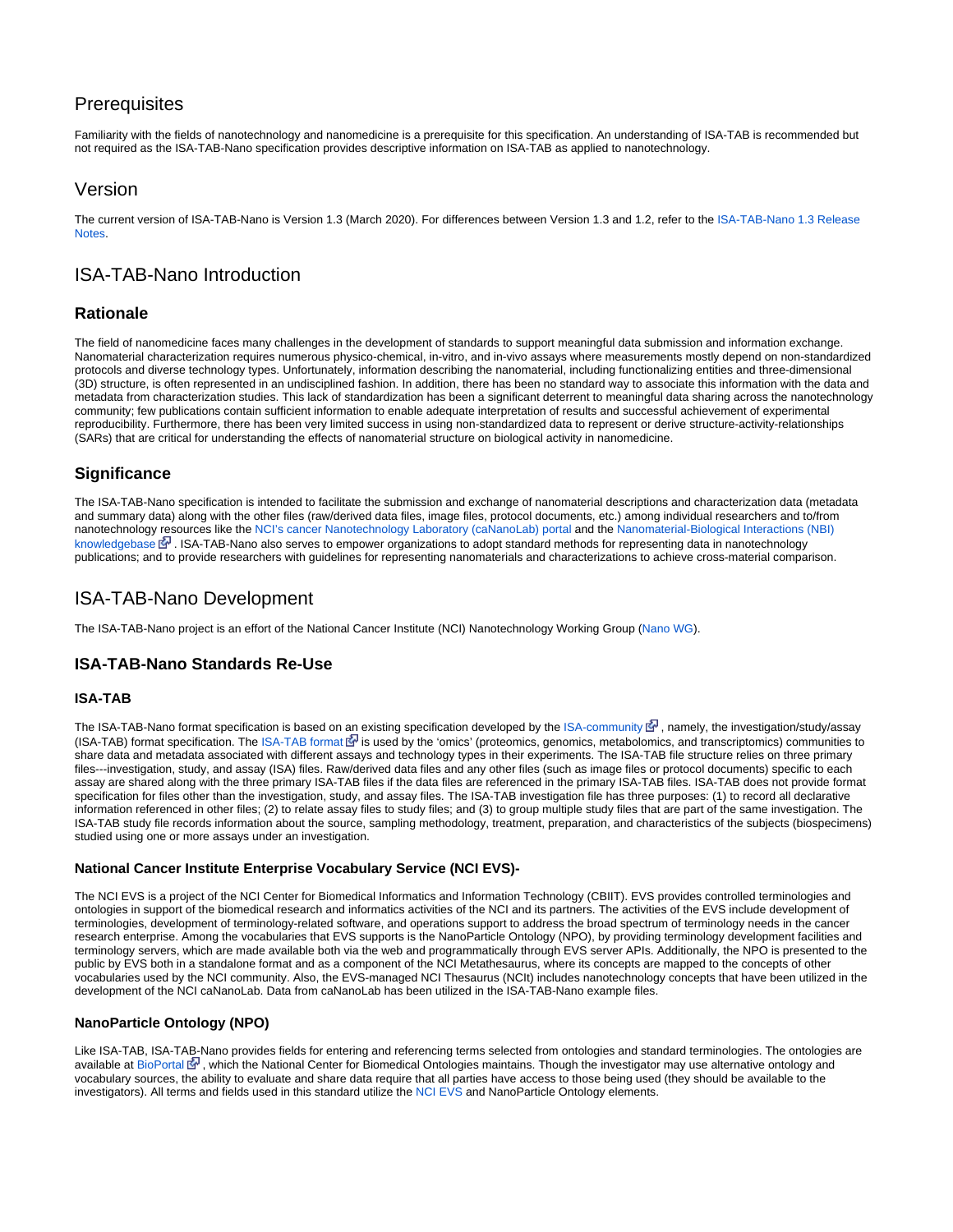## Prerequisites

Familiarity with the fields of nanotechnology and nanomedicine is a prerequisite for this specification. An understanding of ISA-TAB is recommended but not required as the ISA-TAB-Nano specification provides descriptive information on ISA-TAB as applied to nanotechnology.

## Version

The current version of ISA-TAB-Nano is Version 1.3 (March 2020). For differences between Version 1.3 and 1.2, refer to the ISA-TAB-Nano 1.3 Release Notes.

## ISA-TAB-Nano Introduction

### Rationale

The field of nanomedicine faces many challenges in the development of standards to support meaningful data submission and information exchange. Nanomaterial characterization requires numerous physico-chemical, in-vitro, and in-vivo assays where measurements mostly depend on non-standardized protocols and diverse technology types. Unfortunately, information describing the nanomaterial, including functionalizing entities and three-dimensional (3D) structure, is often represented in an undisciplined fashion. In addition, there has been no standard way to associate this information with the data and metadata from characterization studies. This lack of standardization has been a significant deterrent to meaningful data sharing across the nanotechnology community; few publications contain sufficient information to enable adequate interpretation of results and successful achievement of experimental reproducibility. Furthermore, there has been very limited success in using non-standardized data to represent or derive structure-activity-relationships (SARs) that are critical for understanding the effects of nanomaterial structure on biological activity in nanomedicine.

### Significance

The ISA-TAB-Nano specification is intended to facilitate the submission and exchange of nanomaterial descriptions and characterization data (metadata and summary data) along with the other files (raw/derived data files, image files, protocol documents, etc.) among individual researchers and to/from nanotechnology resources like the NCI's cancer Nanotechnology Laboratory (caNanoLab) portal and the Nanomaterial-Biological Interactions (NBI) knowledgebase. ISA-TAB-Nano also serves to empower organizations to adopt standard methods for representing data in nanotechnology publications; and to provide researchers with guidelines for representing nanomaterials and characterizations to achieve cross-material comparison.

## ISA-TAB-Nano Development

The ISA-TAB-Nano project is an effort of the National Cancer Institute (NCI) Nanotechnology Working Group (Nano WG).

### ISA-TAB-Nano Standards Re-Use

#### ISA-TAB

The ISA-TAB-Nano format specification is based on an existing specification developed by the ISA-community, namely, the investigation/study/assay (ISA-TAB) format specification. The ISA-TAB format is used by the 'omics' (proteomics, genomics, metabolomics, and transcriptomics) communities to share data and metadata associated with different assays and technology types in their experiments. The ISA-TAB file structure relies on three primary files---investigation, study, and assay (ISA) files. Raw/derived data files and any other files (such as image files or protocol documents) specific to each assay are shared along with the three primary ISA-TAB files if the data files are referenced in the primary ISA-TAB files. ISA-TAB does not provide format specification for files other than the investigation, study, and assay files. The ISA-TAB investigation file has three purposes: (1) to record all declarative information referenced in other files; (2) to relate assay files to study files; and (3) to group multiple study files that are part of the same investigation. The ISA-TAB study file records information about the source, sampling methodology, treatment, preparation, and characteristics of the subjects (biospecimens) studied using one or more assays under an investigation.

#### National Cancer Institute Enterprise Vocabulary Service (NCI EVS)-

The NCI EVS is a project of the NCI Center for Biomedical Informatics and Information Technology (CBIIT). EVS provides controlled terminologies and ontologies in support of the biomedical research and informatics activities of the NCI and its partners. The activities of the EVS include development of terminologies, development of terminology-related software, and operations support to address the broad spectrum of terminology needs in the cancer research enterprise. Among the vocabularies that EVS supports is the NanoParticle Ontology (NPO), by providing terminology development facilities and terminology servers, which are made available both via the web and programmatically through EVS server APIs. Additionally, the NPO is presented to the public by EVS both in a standalone format and as a component of the NCI Metathesaurus, where its concepts are mapped to the concepts of other vocabularies used by the NCI community. Also, the EVS-managed NCI Thesaurus (NCIt) includes nanotechnology concepts that have been utilized in the development of the NCI caNanoLab. Data from caNanoLab has been utilized in the ISA-TAB-Nano example files.

#### NanoParticle Ontology (NPO)

Like ISA-TAB, ISA-TAB-Nano provides fields for entering and referencing terms selected from ontologies and standard terminologies. The ontologies are available at BioPortal, which the National Center for Biomedical Ontologies maintains. Though the investigator may use alternative ontology and vocabulary sources, the ability to evaluate and share data require that all parties have access to those being used (they should be available to the investigators). All terms and fields used in this standard utilize the NCI EVS and NanoParticle Ontology elements.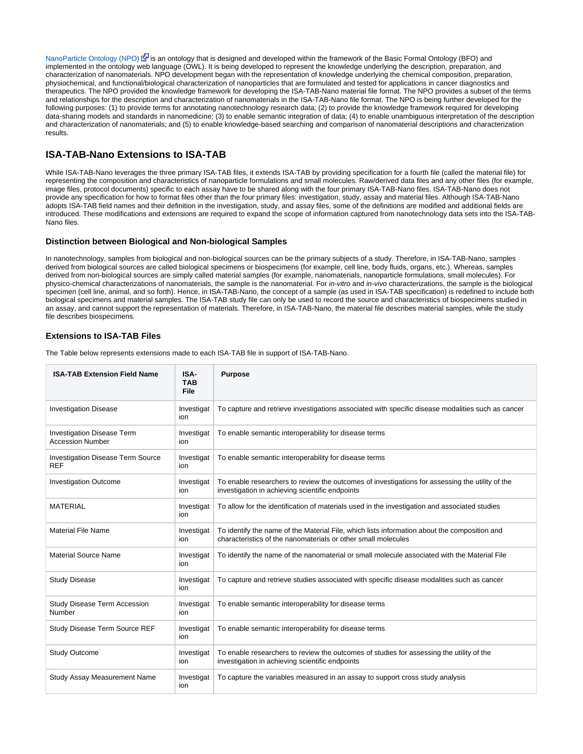NanoParticle Ontology (NPO) is an ontology that is designed and developed within the framework of the Basic Formal Ontology (BFO) and implemented in the ontology web language (OWL). It is being developed to represent the knowledge underlying the description, preparation, and characterization of nanomaterials. NPO development began with the representation of knowledge underlying the chemical composition, preparation, physiochemical, and functional/biological characterization of nanoparticles that are formulated and tested for applications in cancer diagnostics and therapeutics. The NPO provided the knowledge framework for developing the ISA-TAB-Nano material file format. The NPO provides a subset of the terms and relationships for the description and characterization of nanomaterials in the ISA-TAB-Nano file format. The NPO is being further developed for the following purposes: (1) to provide terms for annotating nanotechnology research data; (2) to provide the knowledge framework required for developing data-sharing models and standards in nanomedicine; (3) to enable semantic integration of data; (4) to enable unambiguous interpretation of the description and characterization of nanomaterials; and (5) to enable knowledge-based searching and comparison of nanomaterial descriptions and characterization results.

## ISA-TAB-Nano Extensions to ISA-TAB

While ISA-TAB-Nano leverages the three primary ISA-TAB files, it extends ISA-TAB by providing specification for a fourth file (called the material file) for representing the composition and characteristics of nanoparticle formulations and small molecules. Raw/derived data files and any other files (for example, image files, protocol documents) specific to each assay have to be shared along with the four primary ISA-TAB-Nano files. ISA-TAB-Nano does not provide any specification for how to format files other than the four primary files: investigation, study, assay and material files. Although ISA-TAB-Nano adopts ISA-TAB field names and their definition in the investigation, study, and assay files, some of the definitions are modified and additional fields are introduced. These modifications and extensions are required to expand the scope of information captured from nanotechnology data sets into the ISA-TAB-Nano files.

### Distinction between Biological and Non-biological Samples

In nanotechnology, samples from biological and non-biological sources can be the primary subjects of a study. Therefore, in ISA-TAB-Nano, samples derived from biological sources are called biological specimens or biospecimens (for example, cell line, body fluids, organs, etc.). Whereas, samples derived from non-biological sources are simply called material samples (for example, nanomaterials, nanoparticle formulations, small molecules). For physico-chemical characterizations of nanomaterials, the sample is the nanomaterial. For *in-vitro* and *in-vivo* characterizations, the sample is the biological specimen (cell line, animal, and so forth). Hence, in ISA-TAB-Nano, the concept of a sample (as used in ISA-TAB specification) is redefined to include both biological specimens and material samples. The ISA-TAB study file can only be used to record the source and characteristics of biospecimens studied in an assay, and cannot support the representation of materials. Therefore, in ISA-TAB-Nano, the material file describes material samples, while the study file describes biospecimens.

### Extensions to ISA-TAB Files

The Table below represents extensions made to each ISA-TAB file in support of ISA-TAB-Nano.

| ISA-TAB Extension Field Name | ISA-TAB File | Purpose |
|---|---|---|
| Investigation Disease | Investigation | To capture and retrieve investigations associated with specific disease modalities such as cancer |
| Investigation Disease Term Accession Number | Investigation | To enable semantic interoperability for disease terms |
| Investigation Disease Term Source REF | Investigation | To enable semantic interoperability for disease terms |
| Investigation Outcome | Investigation | To enable researchers to review the outcomes of investigations for assessing the utility of the investigation in achieving scientific endpoints |
| MATERIAL | Investigation | To allow for the identification of materials used in the investigation and associated studies |
| Material File Name | Investigation | To identify the name of the Material File, which lists information about the composition and characteristics of the nanomaterials or other small molecules |
| Material Source Name | Investigation | To identify the name of the nanomaterial or small molecule associated with the Material File |
| Study Disease | Investigation | To capture and retrieve studies associated with specific disease modalities such as cancer |
| Study Disease Term Accession Number | Investigation | To enable semantic interoperability for disease terms |
| Study Disease Term Source REF | Investigation | To enable semantic interoperability for disease terms |
| Study Outcome | Investigation | To enable researchers to review the outcomes of studies for assessing the utility of the investigation in achieving scientific endpoints |
| Study Assay Measurement Name | Investigation | To capture the variables measured in an assay to support cross study analysis |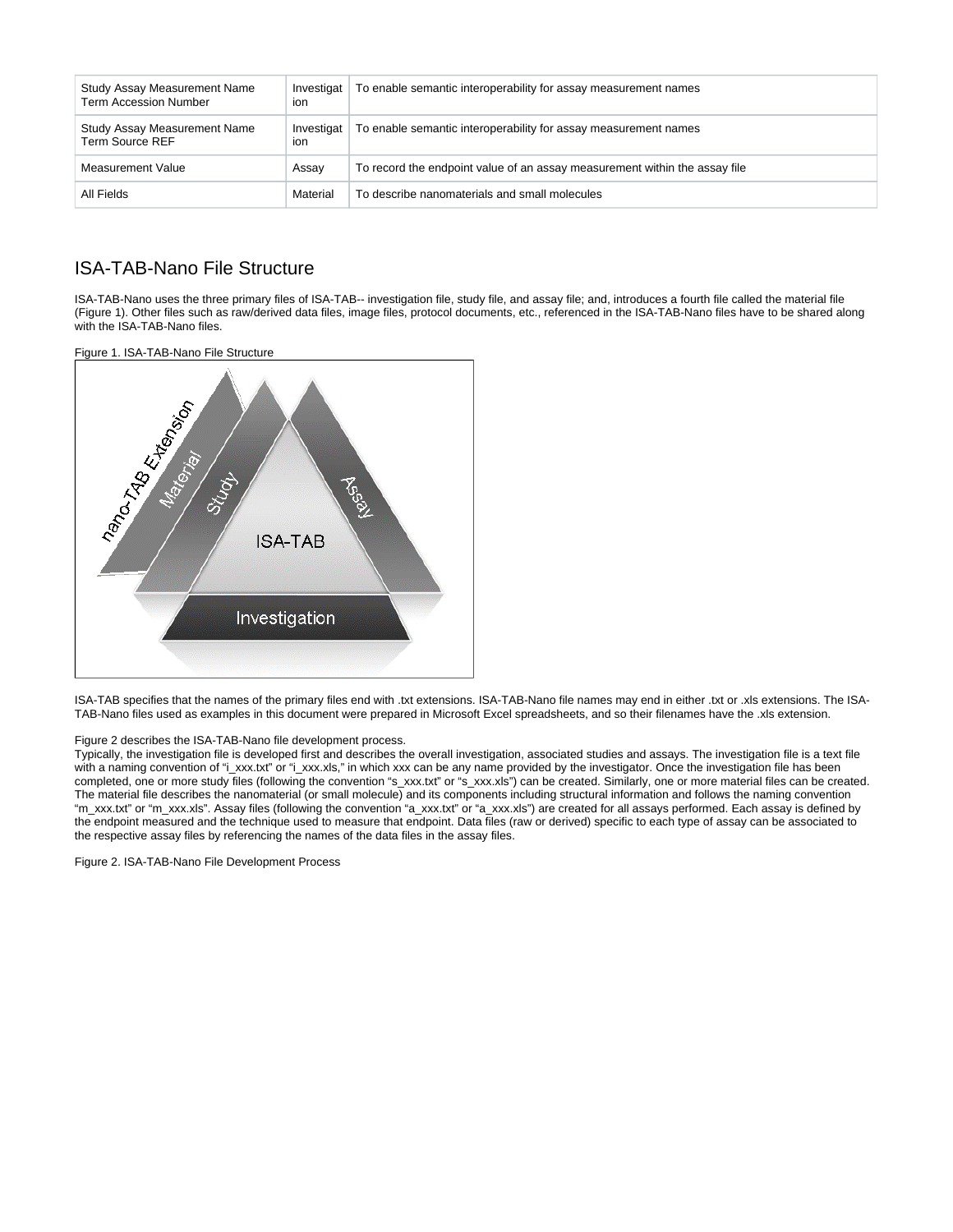| Study Assay Measurement Name Term Accession Number | Investigation | To enable semantic interoperability for assay measurement names |
|---|---|---|
| Study Assay Measurement Name Term Source REF | Investigation | To enable semantic interoperability for assay measurement names |
| Measurement Value | Assay | To record the endpoint value of an assay measurement within the assay file |
| All Fields | Material | To describe nanomaterials and small molecules |

## ISA-TAB-Nano File Structure

ISA-TAB-Nano uses the three primary files of ISA-TAB-- investigation file, study file, and assay file; and, introduces a fourth file called the material file (Figure 1). Other files such as raw/derived data files, image files, protocol documents, etc., referenced in the ISA-TAB-Nano files have to be shared along with the ISA-TAB-Nano files.

Figure 1. ISA-TAB-Nano File Structure

ISA-TAB specifies that the names of the primary files end with .txt extensions. ISA-TAB-Nano file names may end in either .txt or .xls extensions. The ISA-TAB-Nano files used as examples in this document were prepared in Microsoft Excel spreadsheets, and so their filenames have the .xls extension.

Figure 2 describes the ISA-TAB-Nano file development process.
Typically, the investigation file is developed first and describes the overall investigation, associated studies and assays. The investigation file is a text file with a naming convention of "i_xxx.txt" or "i_xxx.xls," in which xxx can be any name provided by the investigator. Once the investigation file has been completed, one or more study files (following the convention "s_xxx.txt" or "s_xxx.xls") can be created. Similarly, one or more material files can be created. The material file describes the nanomaterial (or small molecule) and its components including structural information and follows the naming convention "m_xxx.txt" or "m_xxx.xls". Assay files (following the convention "a_xxx.txt" or "a_xxx.xls") are created for all assays performed. Each assay is defined by the endpoint measured and the technique used to measure that endpoint. Data files (raw or derived) specific to each type of assay can be associated to the respective assay files by referencing the names of the data files in the assay files.

Figure 2. ISA-TAB-Nano File Development Process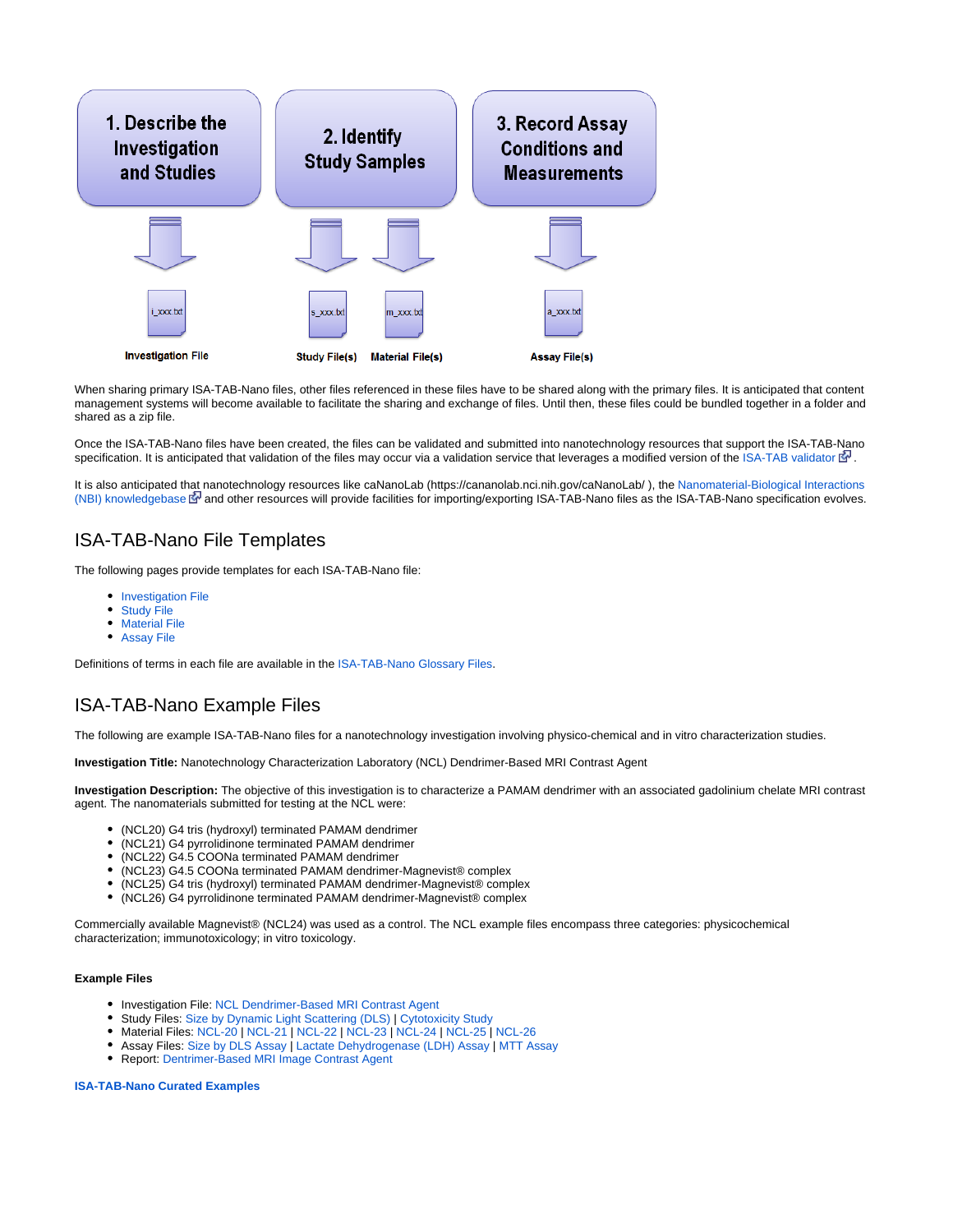1. Describe the Investigation and Studies

2. Identify Study Samples

3. Record Assay Conditions and Measurements

i_xxx.txt — Investigation File

s_xxx.txt — Study File(s)

m_xxx.txt — Material File(s)

a_xxx.txt — Assay File(s)

When sharing primary ISA-TAB-Nano files, other files referenced in these files have to be shared along with the primary files. It is anticipated that content management systems will become available to facilitate the sharing and exchange of files. Until then, these files could be bundled together in a folder and shared as a zip file.

Once the ISA-TAB-Nano files have been created, the files can be validated and submitted into nanotechnology resources that support the ISA-TAB-Nano specification. It is anticipated that validation of the files may occur via a validation service that leverages a modified version of the ISA-TAB validator.

It is also anticipated that nanotechnology resources like caNanoLab (https://cananolab.nci.nih.gov/caNanoLab/ ), the Nanomaterial-Biological Interactions (NBI) knowledgebase and other resources will provide facilities for importing/exporting ISA-TAB-Nano files as the ISA-TAB-Nano specification evolves.

## ISA-TAB-Nano File Templates

The following pages provide templates for each ISA-TAB-Nano file:

- Investigation File
- Study File
- Material File
- Assay File

Definitions of terms in each file are available in the ISA-TAB-Nano Glossary Files.

## ISA-TAB-Nano Example Files

The following are example ISA-TAB-Nano files for a nanotechnology investigation involving physico-chemical and in vitro characterization studies.

**Investigation Title:** Nanotechnology Characterization Laboratory (NCL) Dendrimer-Based MRI Contrast Agent

**Investigation Description:** The objective of this investigation is to characterize a PAMAM dendrimer with an associated gadolinium chelate MRI contrast agent. The nanomaterials submitted for testing at the NCL were:

- (NCL20) G4 tris (hydroxyl) terminated PAMAM dendrimer
- (NCL21) G4 pyrrolidinone terminated PAMAM dendrimer
- (NCL22) G4.5 COONa terminated PAMAM dendrimer
- (NCL23) G4.5 COONa terminated PAMAM dendrimer-Magnevist® complex
- (NCL25) G4 tris (hydroxyl) terminated PAMAM dendrimer-Magnevist® complex
- (NCL26) G4 pyrrolidinone terminated PAMAM dendrimer-Magnevist® complex

Commercially available Magnevist® (NCL24) was used as a control. The NCL example files encompass three categories: physicochemical characterization; immunotoxicology; in vitro toxicology.

**Example Files**

- Investigation File: NCL Dendrimer-Based MRI Contrast Agent
- Study Files: Size by Dynamic Light Scattering (DLS) | Cytotoxicity Study
- Material Files: NCL-20 | NCL-21 | NCL-22 | NCL-23 | NCL-24 | NCL-25 | NCL-26
- Assay Files: Size by DLS Assay | Lactate Dehydrogenase (LDH) Assay | MTT Assay
- Report: Dentrimer-Based MRI Image Contrast Agent

**ISA-TAB-Nano Curated Examples**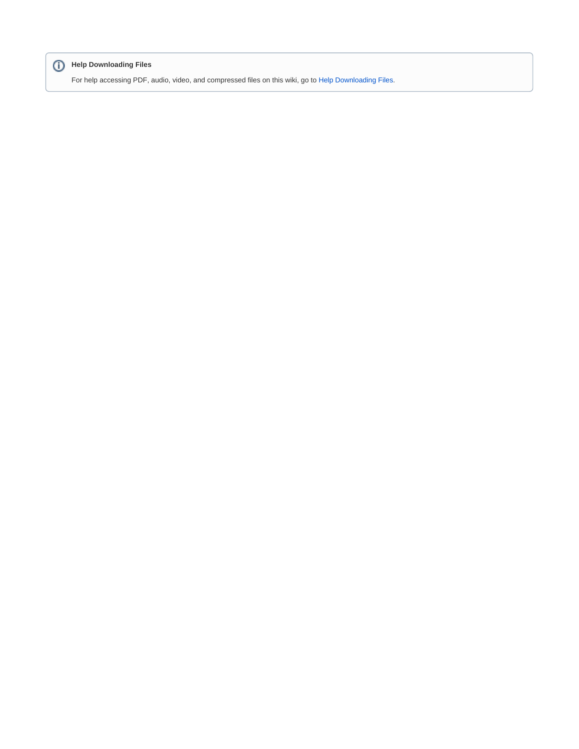**Help Downloading Files**

For help accessing PDF, audio, video, and compressed files on this wiki, go to Help Downloading Files.